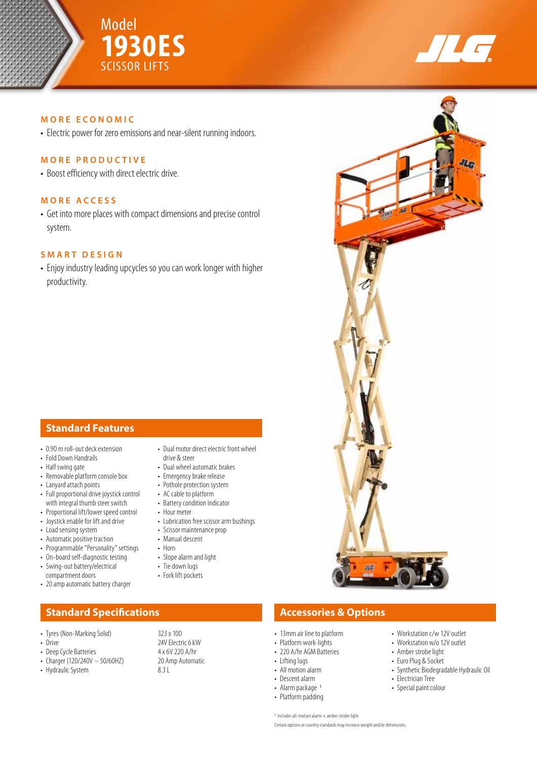# Model 1930ES SCISSOR LIFTS

JLG

### MORE ECONOMIC

- Electric power for zero emissions and near-silent running indoors.

### MORE PRODUCTIVE

- Boost efficiency with direct electric drive.

### MORE ACCESS

- Get into more places with compact dimensions and precise control system.

### SMART DESIGN

- Enjoy industry leading upcycles so you can work longer with higher productivity.

## Standard Features

- 0.90 m roll-out deck extension
- Fold Down Handrails
- Half swing gate
- Removable platform console box
- Lanyard attach points
- Full proportional drive joystick control with integral thumb steer switch
- Proportional lift/lower speed control
- Joystick enable for lift and drive
- Load sensing system
- Automatic positive traction
- Programmable "Personality" settings
- On-board self-diagnostic testing
- Swing-out battery/electrical compartment doors
- 20 amp automatic battery charger
- Dual motor direct electric front wheel drive & steer
- Dual wheel automatic brakes
- Emergency brake release
- Pothole protection system
- AC cable to platform
- Battery condition indicator
- Hour meter
- Lubrication free scissor arm bushings
- Scissor maintenance prop
- Manual descent
- Horn
- Slope alarm and light
- Tie down lugs
- Fork lift pockets

## Standard Specifications

| | |
|---|---|
| Tyres (Non-Marking Solid) | 323 x 100 |
| Drive | 24V Electric 6 kW |
| Deep Cycle Batteries | 4 x 6V 220 A/hr |
| Charger (120/240V – 50/60HZ) | 20 Amp Automatic |
| Hydraulic System | 8.3 L |

## Accessories & Options

- 13mm air line to platform
- Platform work-lights
- 220 A/hr AGM Batteries
- Lifting lugs
- All motion alarm
- Descent alarm
- Alarm package [1]
- Platform padding
- Workstation c/w 12V outlet
- Workstation w/o 12V outlet
- Amber strobe light
- Euro Plug & Socket
- Synthetic Biodegradable Hydraulic Oil
- Electrician Tree
- Special paint colour

[1] Includes all-motion alarm + amber strobe light.

Certain options or country standards may increase weight and/or dimensions.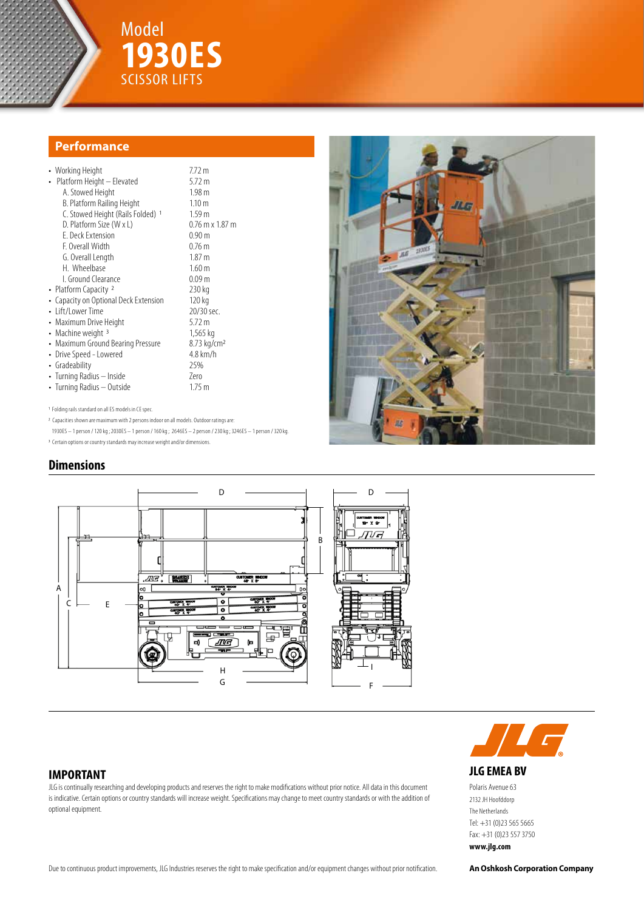# Model 1930ES

SCISSOR LIFTS

## Performance

| | |
|---|---|
| • Working Height | 7.72 m |
| • Platform Height – Elevated | 5.72 m |
| A. Stowed Height | 1.98 m |
| B. Platform Railing Height | 1.10 m |
| C. Stowed Height (Rails Folded) [1] | 1.59 m |
| D. Platform Size (W x L) | 0.76 m x 1.87 m |
| E. Deck Extension | 0.90 m |
| F. Overall Width | 0.76 m |
| G. Overall Length | 1.87 m |
| H. Wheelbase | 1.60 m |
| I. Ground Clearance | 0.09 m |
| • Platform Capacity [2] | 230 kg |
| • Capacity on Optional Deck Extension | 120 kg |
| • Lift/Lower Time | 20/30 sec. |
| • Maximum Drive Height | 5.72 m |
| • Machine weight [3] | 1,565 kg |
| • Maximum Ground Bearing Pressure | 8.73 kg/cm² |
| • Drive Speed - Lowered | 4.8 km/h |
| • Gradeability | 25% |
| • Turning Radius – Inside | Zero |
| • Turning Radius – Outside | 1.75 m |

[1] Folding rails standard on all ES models in CE spec.

[2] Capacities shown are maximum with 2 persons indoor on all models. Outdoor ratings are:
1930ES – 1 person / 120 kg ; 2030ES – 1 person / 160 kg ; 2646ES – 2 person / 230 kg ; 3246ES – 1 person / 320 kg.

[3] Certain options or country standards may increase weight and/or dimensions.

## Dimensions

D
B
A
C
E
H
G
D
I
F

## IMPORTANT

JLG is continually researching and developing products and reserves the right to make modifications without prior notice. All data in this document is indicative. Certain options or country standards will increase weight. Specifications may change to meet country standards or with the addition of optional equipment.

**JLG EMEA BV**

Polaris Avenue 63
2132 JH Hoofddorp
The Netherlands
Tel: +31 (0)23 565 5665
Fax: +31 (0)23 557 3750
**www.jlg.com**

Due to continuous product improvements, JLG Industries reserves the right to make specification and/or equipment changes without prior notification.

**An Oshkosh Corporation Company**